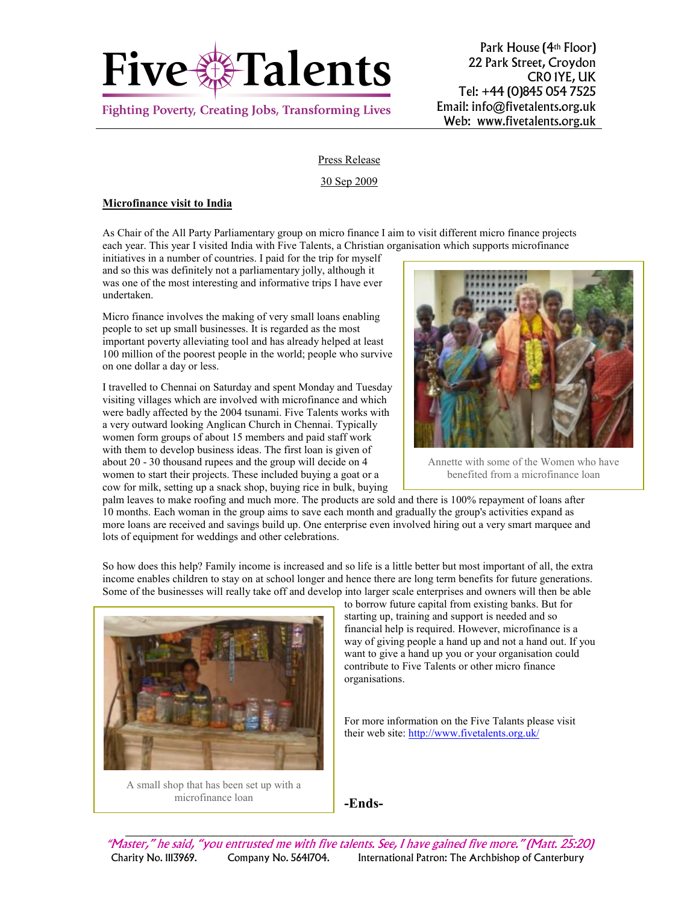# Five Talents

**Fighting Poverty, Creating Jobs, Transforming Lives**

Park House (4th Floor)
22 Park Street, Croydon
CR0 1YE, UK
Tel: +44 (0)845 054 7525
Email: info@fivetalents.org.uk
Web: www.fivetalents.org.uk

Press Release

30 Sep 2009

## Microfinance visit to India

As Chair of the All Party Parliamentary group on micro finance I aim to visit different micro finance projects each year. This year I visited India with Five Talents, a Christian organisation which supports microfinance initiatives in a number of countries. I paid for the trip for myself and so this was definitely not a parliamentary jolly, although it was one of the most interesting and informative trips I have ever undertaken.

Micro finance involves the making of very small loans enabling people to set up small businesses. It is regarded as the most important poverty alleviating tool and has already helped at least 100 million of the poorest people in the world; people who survive on one dollar a day or less.

I travelled to Chennai on Saturday and spent Monday and Tuesday visiting villages which are involved with microfinance and which were badly affected by the 2004 tsunami. Five Talents works with a very outward looking Anglican Church in Chennai. Typically women form groups of about 15 members and paid staff work with them to develop business ideas. The first loan is given of about 20 - 30 thousand rupees and the group will decide on 4 women to start their projects. These included buying a goat or a cow for milk, setting up a snack shop, buying rice in bulk, buying palm leaves to make roofing and much more. The products are sold and there is 100% repayment of loans after 10 months. Each woman in the group aims to save each month and gradually the group's activities expand as more loans are received and savings build up. One enterprise even involved hiring out a very smart marquee and lots of equipment for weddings and other celebrations.

Annette with some of the Women who have benefited from a microfinance loan

So how does this help? Family income is increased and so life is a little better but most important of all, the extra income enables children to stay on at school longer and hence there are long term benefits for future generations. Some of the businesses will really take off and develop into larger scale enterprises and owners will then be able to borrow future capital from existing banks. But for starting up, training and support is needed and so financial help is required. However, microfinance is a way of giving people a hand up and not a hand out. If you want to give a hand up you or your organisation could contribute to Five Talents or other micro finance organisations.

A small shop that has been set up with a microfinance loan

For more information on the Five Talants please visit their web site: http://www.fivetalents.org.uk/

**-Ends-**

*"Master," he said, "you entrusted me with five talents. See, I have gained five more." (Matt. 25:20)*

Charity No. 1113969. Company No. 5641704. International Patron: The Archbishop of Canterbury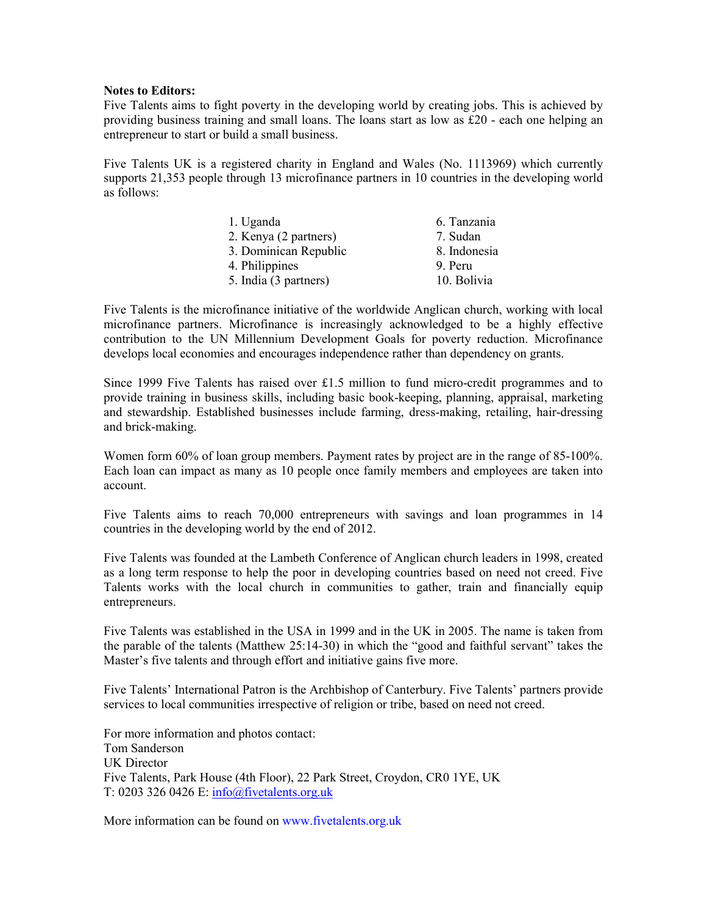**Notes to Editors:**

Five Talents aims to fight poverty in the developing world by creating jobs. This is achieved by providing business training and small loans. The loans start as low as £20 - each one helping an entrepreneur to start or build a small business.

Five Talents UK is a registered charity in England and Wales (No. 1113969) which currently supports 21,353 people through 13 microfinance partners in 10 countries in the developing world as follows:

1. Uganda
2. Kenya (2 partners)
3. Dominican Republic
4. Philippines
5. India (3 partners)
6. Tanzania
7. Sudan
8. Indonesia
9. Peru
10. Bolivia

Five Talents is the microfinance initiative of the worldwide Anglican church, working with local microfinance partners. Microfinance is increasingly acknowledged to be a highly effective contribution to the UN Millennium Development Goals for poverty reduction. Microfinance develops local economies and encourages independence rather than dependency on grants.

Since 1999 Five Talents has raised over £1.5 million to fund micro-credit programmes and to provide training in business skills, including basic book-keeping, planning, appraisal, marketing and stewardship. Established businesses include farming, dress-making, retailing, hair-dressing and brick-making.

Women form 60% of loan group members. Payment rates by project are in the range of 85-100%. Each loan can impact as many as 10 people once family members and employees are taken into account.

Five Talents aims to reach 70,000 entrepreneurs with savings and loan programmes in 14 countries in the developing world by the end of 2012.

Five Talents was founded at the Lambeth Conference of Anglican church leaders in 1998, created as a long term response to help the poor in developing countries based on need not creed. Five Talents works with the local church in communities to gather, train and financially equip entrepreneurs.

Five Talents was established in the USA in 1999 and in the UK in 2005. The name is taken from the parable of the talents (Matthew 25:14-30) in which the "good and faithful servant" takes the Master's five talents and through effort and initiative gains five more.

Five Talents' International Patron is the Archbishop of Canterbury. Five Talents' partners provide services to local communities irrespective of religion or tribe, based on need not creed.

For more information and photos contact:
Tom Sanderson
UK Director
Five Talents, Park House (4th Floor), 22 Park Street, Croydon, CR0 1YE, UK
T: 0203 326 0426 E: info@fivetalents.org.uk

More information can be found on www.fivetalents.org.uk